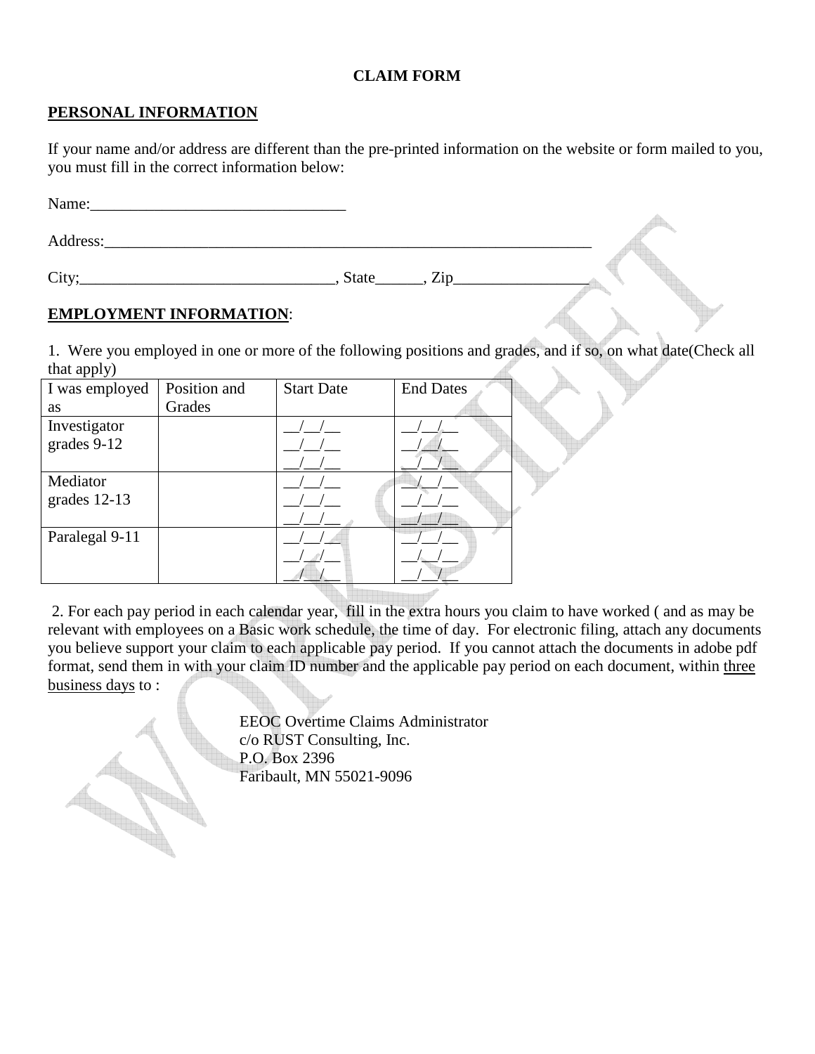**CLAIM FORM**

**PERSONAL INFORMATION**

If your name and/or address are different than the pre-printed information on the website or form mailed to you, you must fill in the correct information below:

Name:_________________________________

Address:______________________________________________________________

City;_________________________________, State______, Zip_________________

**EMPLOYMENT INFORMATION**:

1. Were you employed in one or more of the following positions and grades, and if so, on what date(Check all that apply)

| I was employed as | Position and Grades | Start Date | End Dates |
|---|---|---|---|
| Investigator grades 9-12 | | __/__/__ __/__/__ __/__/__ | __/__/__ __/__/__ __/__/__ |
| Mediator grades 12-13 | | __/__/__ __/__/__ __/__/__ | __/__/__ __/__/__ __/__/__ |
| Paralegal 9-11 | | __/__/__ __/__/__ __/__/__ | __/__/__ __/__/__ __/__/__ |

2. For each pay period in each calendar year, fill in the extra hours you claim to have worked ( and as may be relevant with employees on a Basic work schedule, the time of day. For electronic filing, attach any documents you believe support your claim to each applicable pay period. If you cannot attach the documents in adobe pdf format, send them in with your claim ID number and the applicable pay period on each document, within three business days to :

EEOC Overtime Claims Administrator
c/o RUST Consulting, Inc.
P.O. Box 2396
Faribault, MN 55021-9096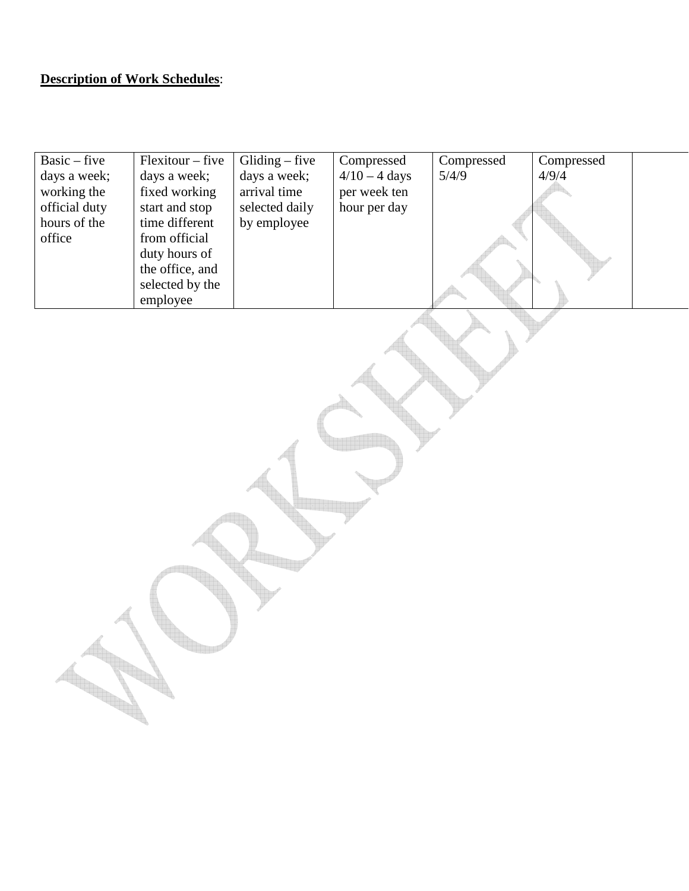**Description of Work Schedules**:

| Basic – five days a week; working the official duty hours of the office | Flexitour – five days a week; fixed working start and stop time different from official duty hours of the office, and selected by the employee | Gliding – five days a week; arrival time selected daily by employee | Compressed 4/10 – 4 days per week ten hour per day | Compressed 5/4/9 | Compressed 4/9/4 | |
|---|---|---|---|---|---|---|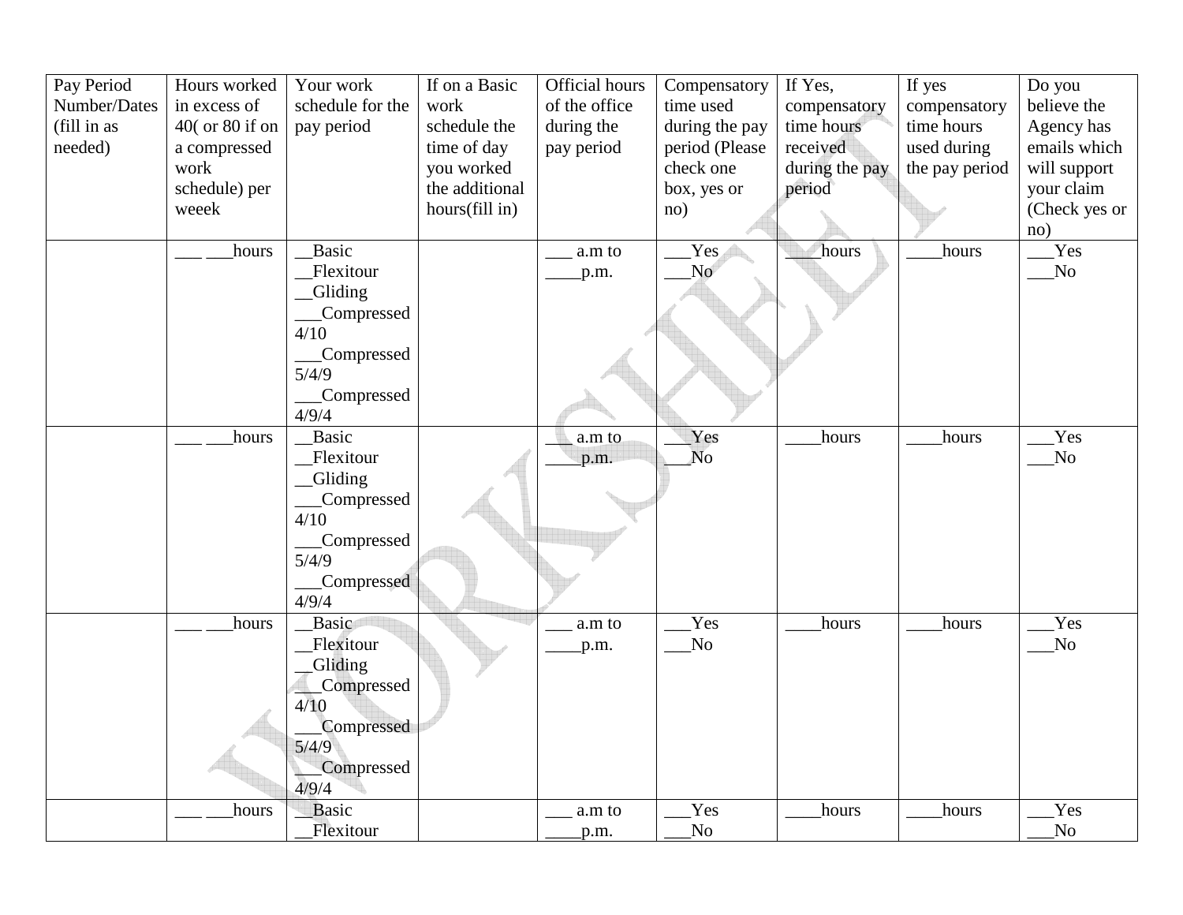| Pay Period Number/Dates (fill in as needed) | Hours worked in excess of 40( or 80 if on a compressed work schedule) per weeek | Your work schedule for the pay period | If on a Basic work schedule the time of day you worked the additional hours(fill in) | Official hours of the office during the pay period | Compensatory time used during the pay period (Please check one box, yes or no) | If Yes, compensatory time hours received during the pay period | If yes compensatory time hours used during the pay period | Do you believe the Agency has emails which will support your claim (Check yes or no) |
|---|---|---|---|---|---|---|---|---|
| | ___ ___hours | __Basic<br>__Flexitour<br>__Gliding<br>___Compressed 4/10<br>___Compressed 5/4/9<br>___Compressed 4/9/4 | | ___ a.m to ____p.m. | ___Yes<br>___No | ____hours | ____hours | ___Yes<br>___No |
| | ___ ___hours | __Basic<br>__Flexitour<br>__Gliding<br>___Compressed 4/10<br>___Compressed 5/4/9<br>___Compressed 4/9/4 | | ___ a.m to ____p.m. | ___Yes<br>___No | ____hours | ____hours | ___Yes<br>___No |
| | ___ ___hours | __Basic<br>__Flexitour<br>__Gliding<br>___Compressed 4/10<br>___Compressed 5/4/9<br>___Compressed 4/9/4 | | ___ a.m to ____p.m. | ___Yes<br>___No | ____hours | ____hours | ___Yes<br>___No |
| | ___ ___hours | __Basic<br>__Flexitour | | ___ a.m to ____p.m. | ___Yes<br>___No | ____hours | ____hours | ___Yes<br>___No |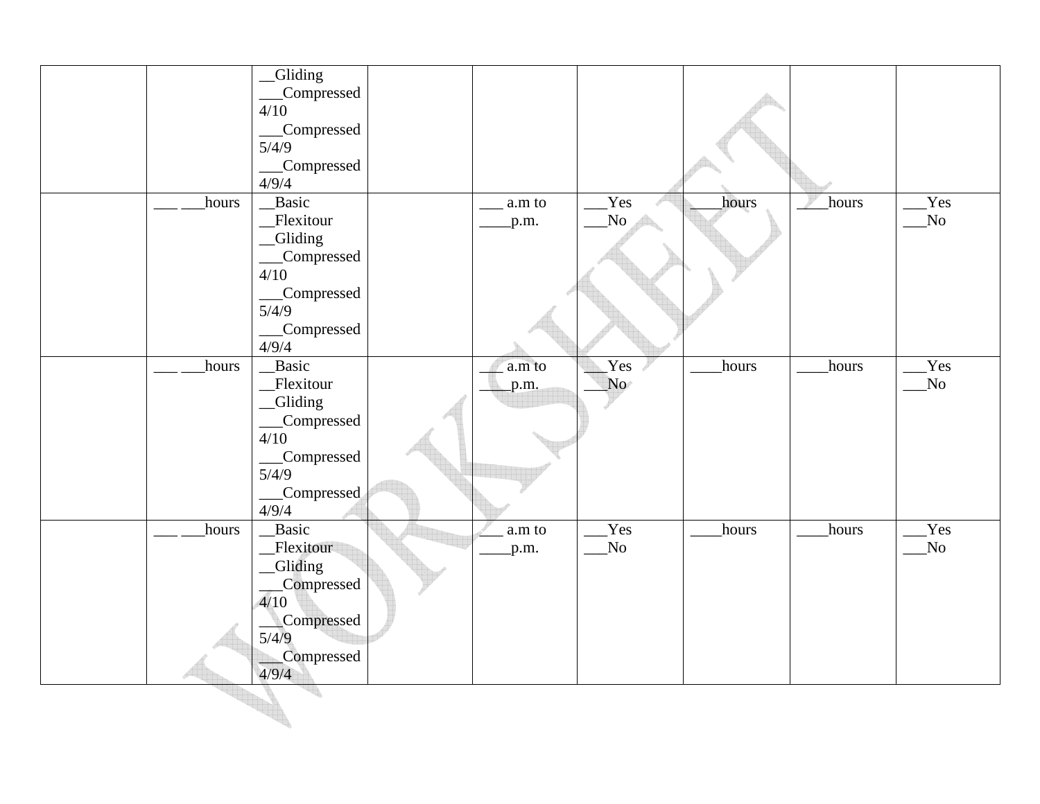| | | | | | | | | |
|---|---|---|---|---|---|---|---|---|
| | | __Gliding<br>___Compressed 4/10<br>___Compressed 5/4/9<br>___Compressed 4/9/4 | | | | | | |
| | ___ ___hours | __Basic<br>__Flexitour<br>__Gliding<br>___Compressed 4/10<br>___Compressed 5/4/9<br>___Compressed 4/9/4 | | ___ a.m to<br>____p.m. | ___Yes<br>___No | ____hours | ____hours | ___Yes<br>___No |
| | ___ ___hours | __Basic<br>__Flexitour<br>__Gliding<br>___Compressed 4/10<br>___Compressed 5/4/9<br>___Compressed 4/9/4 | | ___ a.m to<br>____p.m. | ___Yes<br>___No | ____hours | ____hours | ___Yes<br>___No |
| | ___ ___hours | __Basic<br>__Flexitour<br>__Gliding<br>___Compressed 4/10<br>___Compressed 5/4/9<br>___Compressed 4/9/4 | | ___ a.m to<br>____p.m. | ___Yes<br>___No | ____hours | ____hours | ___Yes<br>___No |